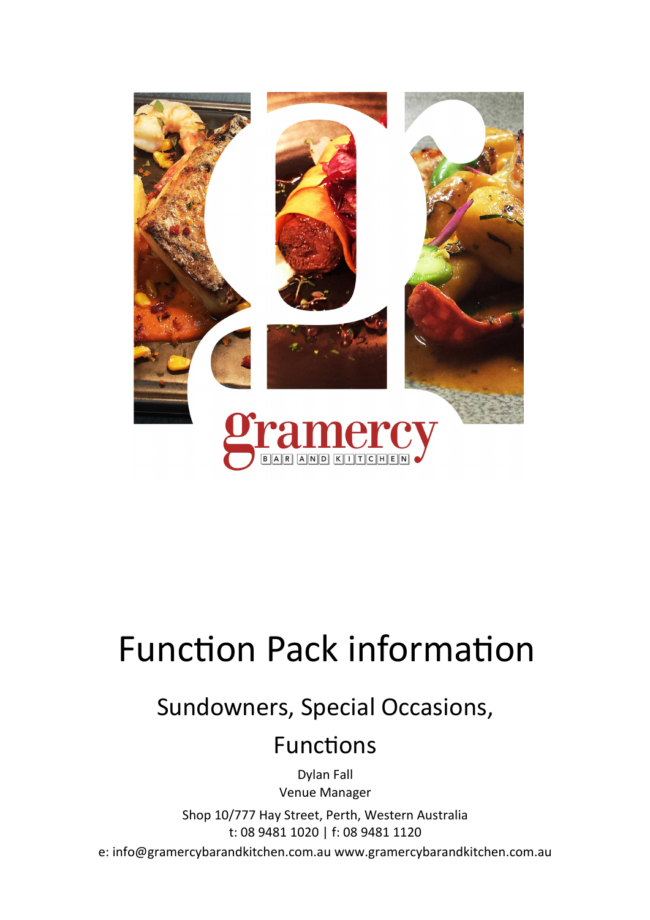# Function Pack information

## Sundowners, Special Occasions, Functions

Dylan Fall
Venue Manager

Shop 10/777 Hay Street, Perth, Western Australia
t: 08 9481 1020 | f: 08 9481 1120
e: info@gramercybarandkitchen.com.au www.gramercybarandkitchen.com.au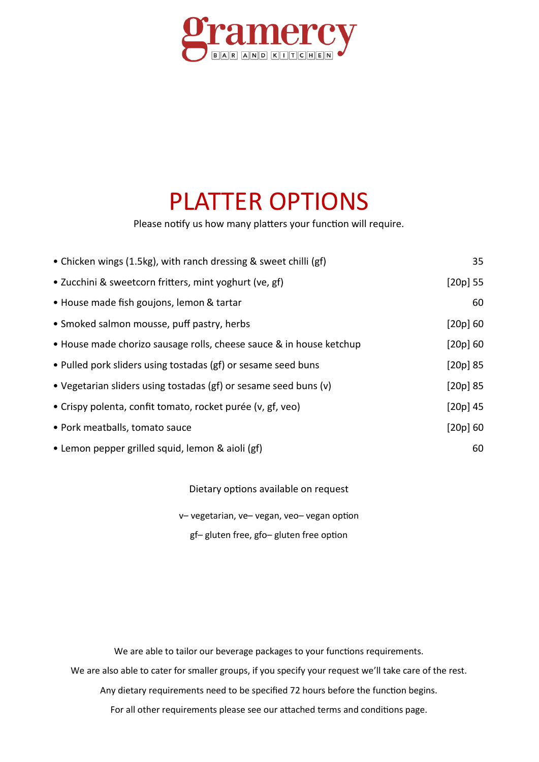# gramercy

BAR AND KITCHEN

## PLATTER OPTIONS

Please notify us how many platters your function will require.

| Item | Price |
|---|---|
| • Chicken wings (1.5kg), with ranch dressing & sweet chilli (gf) | 35 |
| • Zucchini & sweetcorn fritters, mint yoghurt (ve, gf) | [20p] 55 |
| • House made fish goujons, lemon & tartar | 60 |
| • Smoked salmon mousse, puff pastry, herbs | [20p] 60 |
| • House made chorizo sausage rolls, cheese sauce & in house ketchup | [20p] 60 |
| • Pulled pork sliders using tostadas (gf) or sesame seed buns | [20p] 85 |
| • Vegetarian sliders using tostadas (gf) or sesame seed buns (v) | [20p] 85 |
| • Crispy polenta, confit tomato, rocket purée (v, gf, veo) | [20p] 45 |
| • Pork meatballs, tomato sauce | [20p] 60 |
| • Lemon pepper grilled squid, lemon & aioli (gf) | 60 |

Dietary options available on request

v– vegetarian, ve– vegan, veo– vegan option

gf– gluten free, gfo– gluten free option

We are able to tailor our beverage packages to your functions requirements.

We are also able to cater for smaller groups, if you specify your request we'll take care of the rest.

Any dietary requirements need to be specified 72 hours before the function begins.

For all other requirements please see our attached terms and conditions page.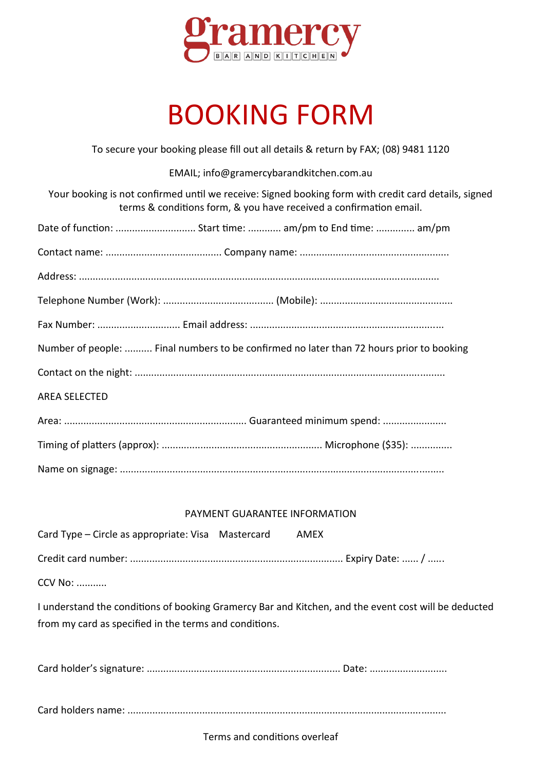# gramercy

BAR AND KITCHEN

# BOOKING FORM

To secure your booking please fill out all details & return by FAX; (08) 9481 1120

EMAIL; info@gramercybarandkitchen.com.au

Your booking is not confirmed until we receive: Signed booking form with credit card details, signed terms & conditions form, & you have received a confirmation email.

Date of function: ............................ Start time: ........... am/pm to End time: ............. am/pm

Contact name: ......................................... Company name: ....................................................

Address: ..........................................................................................................................

Telephone Number (Work): ....................................... (Mobile): ..............................................

Fax Number: ............................. Email address: ....................................................................

Number of people: .......... Final numbers to be confirmed no later than 72 hours prior to booking

Contact on the night: ...........................................................................................................

AREA SELECTED

Area: ................................................................ Guaranteed minimum spend: ......................

Timing of platters (approx): ........................................................ Microphone ($35): ..............

Name on signage: ..............................................................................................................

PAYMENT GUARANTEE INFORMATION

Card Type – Circle as appropriate: Visa   Mastercard   AMEX

Credit card number: ........................................................................... Expiry Date: ...... / ......

CCV No: ...........

I understand the conditions of booking Gramercy Bar and Kitchen, and the event cost will be deducted from my card as specified in the terms and conditions.

Card holder's signature: .................................................................... Date: ...........................

Card holders name: .............................................................................................................

Terms and conditions overleaf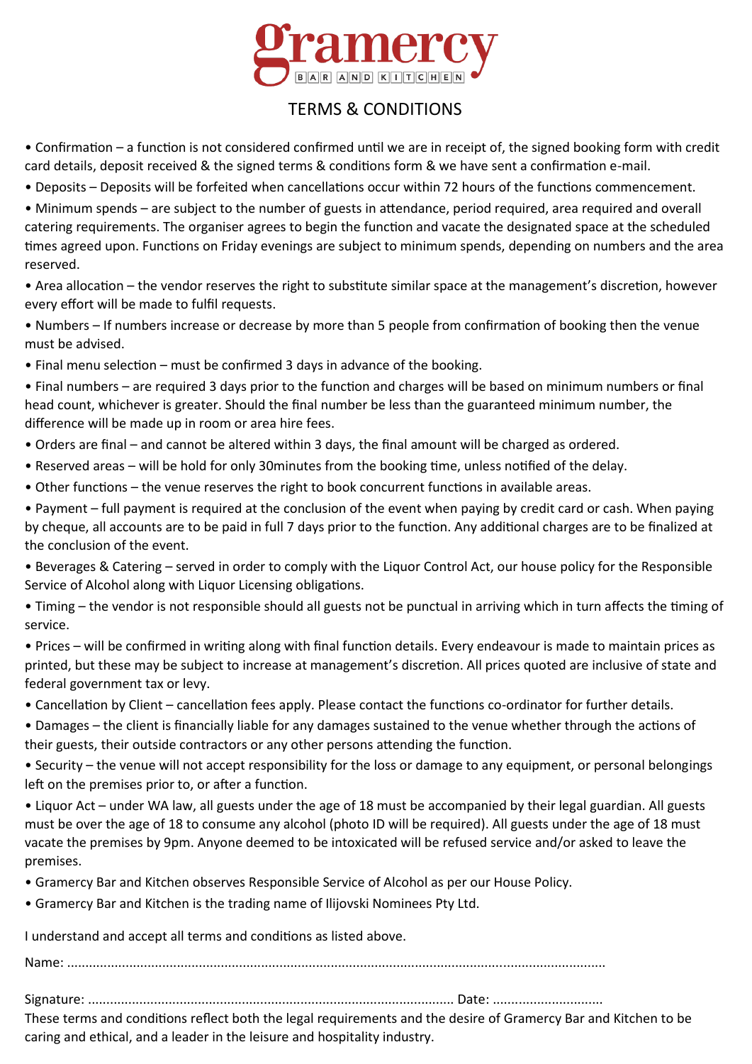# gramercy

BAR AND KITCHEN

## TERMS & CONDITIONS

• Confirmation – a function is not considered confirmed until we are in receipt of, the signed booking form with credit card details, deposit received & the signed terms & conditions form & we have sent a confirmation e-mail.

• Deposits – Deposits will be forfeited when cancellations occur within 72 hours of the functions commencement.

• Minimum spends – are subject to the number of guests in attendance, period required, area required and overall catering requirements. The organiser agrees to begin the function and vacate the designated space at the scheduled times agreed upon. Functions on Friday evenings are subject to minimum spends, depending on numbers and the area reserved.

• Area allocation – the vendor reserves the right to substitute similar space at the management's discretion, however every effort will be made to fulfil requests.

• Numbers – If numbers increase or decrease by more than 5 people from confirmation of booking then the venue must be advised.

• Final menu selection – must be confirmed 3 days in advance of the booking.

• Final numbers – are required 3 days prior to the function and charges will be based on minimum numbers or final head count, whichever is greater. Should the final number be less than the guaranteed minimum number, the difference will be made up in room or area hire fees.

• Orders are final – and cannot be altered within 3 days, the final amount will be charged as ordered.

• Reserved areas – will be hold for only 30minutes from the booking time, unless notified of the delay.

• Other functions – the venue reserves the right to book concurrent functions in available areas.

• Payment – full payment is required at the conclusion of the event when paying by credit card or cash. When paying by cheque, all accounts are to be paid in full 7 days prior to the function. Any additional charges are to be finalized at the conclusion of the event.

• Beverages & Catering – served in order to comply with the Liquor Control Act, our house policy for the Responsible Service of Alcohol along with Liquor Licensing obligations.

• Timing – the vendor is not responsible should all guests not be punctual in arriving which in turn affects the timing of service.

• Prices – will be confirmed in writing along with final function details. Every endeavour is made to maintain prices as printed, but these may be subject to increase at management's discretion. All prices quoted are inclusive of state and federal government tax or levy.

• Cancellation by Client – cancellation fees apply. Please contact the functions co-ordinator for further details.

• Damages – the client is financially liable for any damages sustained to the venue whether through the actions of their guests, their outside contractors or any other persons attending the function.

• Security – the venue will not accept responsibility for the loss or damage to any equipment, or personal belongings left on the premises prior to, or after a function.

• Liquor Act – under WA law, all guests under the age of 18 must be accompanied by their legal guardian. All guests must be over the age of 18 to consume any alcohol (photo ID will be required). All guests under the age of 18 must vacate the premises by 9pm. Anyone deemed to be intoxicated will be refused service and/or asked to leave the premises.

• Gramercy Bar and Kitchen observes Responsible Service of Alcohol as per our House Policy.

• Gramercy Bar and Kitchen is the trading name of Ilijovski Nominees Pty Ltd.

I understand and accept all terms and conditions as listed above.

Name: ..................................................................................................................................................

Signature: ................................................................................................... Date: .............................

These terms and conditions reflect both the legal requirements and the desire of Gramercy Bar and Kitchen to be caring and ethical, and a leader in the leisure and hospitality industry.